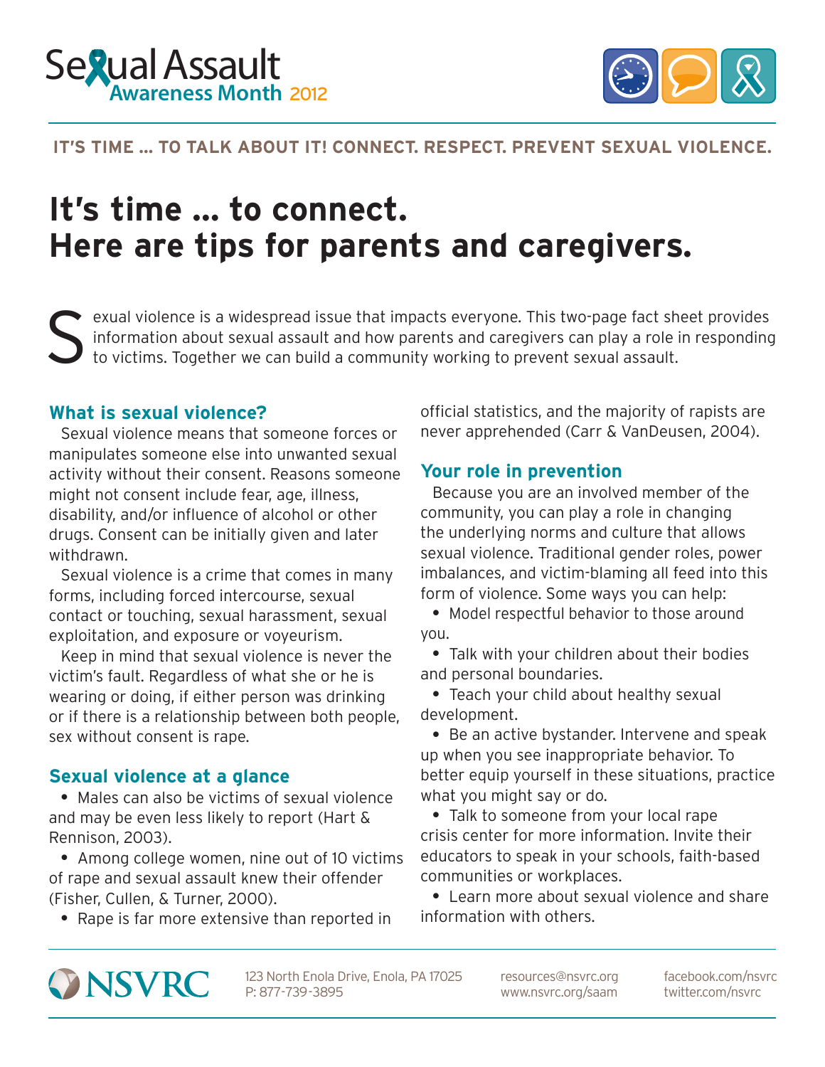# Sexual Assault Awareness Month 2012

**IT'S TIME … TO TALK ABOUT IT! CONNECT. RESPECT. PREVENT SEXUAL VIOLENCE.**

# It's time … to connect. Here are tips for parents and caregivers.

Sexual violence is a widespread issue that impacts everyone. This two-page fact sheet provides information about sexual assault and how parents and caregivers can play a role in responding to victims. Together we can build a community working to prevent sexual assault.

## What is sexual violence?

Sexual violence means that someone forces or manipulates someone else into unwanted sexual activity without their consent. Reasons someone might not consent include fear, age, illness, disability, and/or influence of alcohol or other drugs. Consent can be initially given and later withdrawn.

Sexual violence is a crime that comes in many forms, including forced intercourse, sexual contact or touching, sexual harassment, sexual exploitation, and exposure or voyeurism.

Keep in mind that sexual violence is never the victim's fault. Regardless of what she or he is wearing or doing, if either person was drinking or if there is a relationship between both people, sex without consent is rape.

## Sexual violence at a glance

- Males can also be victims of sexual violence and may be even less likely to report (Hart & Rennison, 2003).
- Among college women, nine out of 10 victims of rape and sexual assault knew their offender (Fisher, Cullen, & Turner, 2000).
- Rape is far more extensive than reported in official statistics, and the majority of rapists are never apprehended (Carr & VanDeusen, 2004).

## Your role in prevention

Because you are an involved member of the community, you can play a role in changing the underlying norms and culture that allows sexual violence. Traditional gender roles, power imbalances, and victim-blaming all feed into this form of violence. Some ways you can help:

- Model respectful behavior to those around you.
- Talk with your children about their bodies and personal boundaries.
- Teach your child about healthy sexual development.
- Be an active bystander. Intervene and speak up when you see inappropriate behavior. To better equip yourself in these situations, practice what you might say or do.
- Talk to someone from your local rape crisis center for more information. Invite their educators to speak in your schools, faith-based communities or workplaces.
- Learn more about sexual violence and share information with others.

NSVRC
123 North Enola Drive, Enola, PA 17025
P: 877-739-3895
resources@nsvrc.org
www.nsvrc.org/saam
facebook.com/nsvrc
twitter.com/nsvrc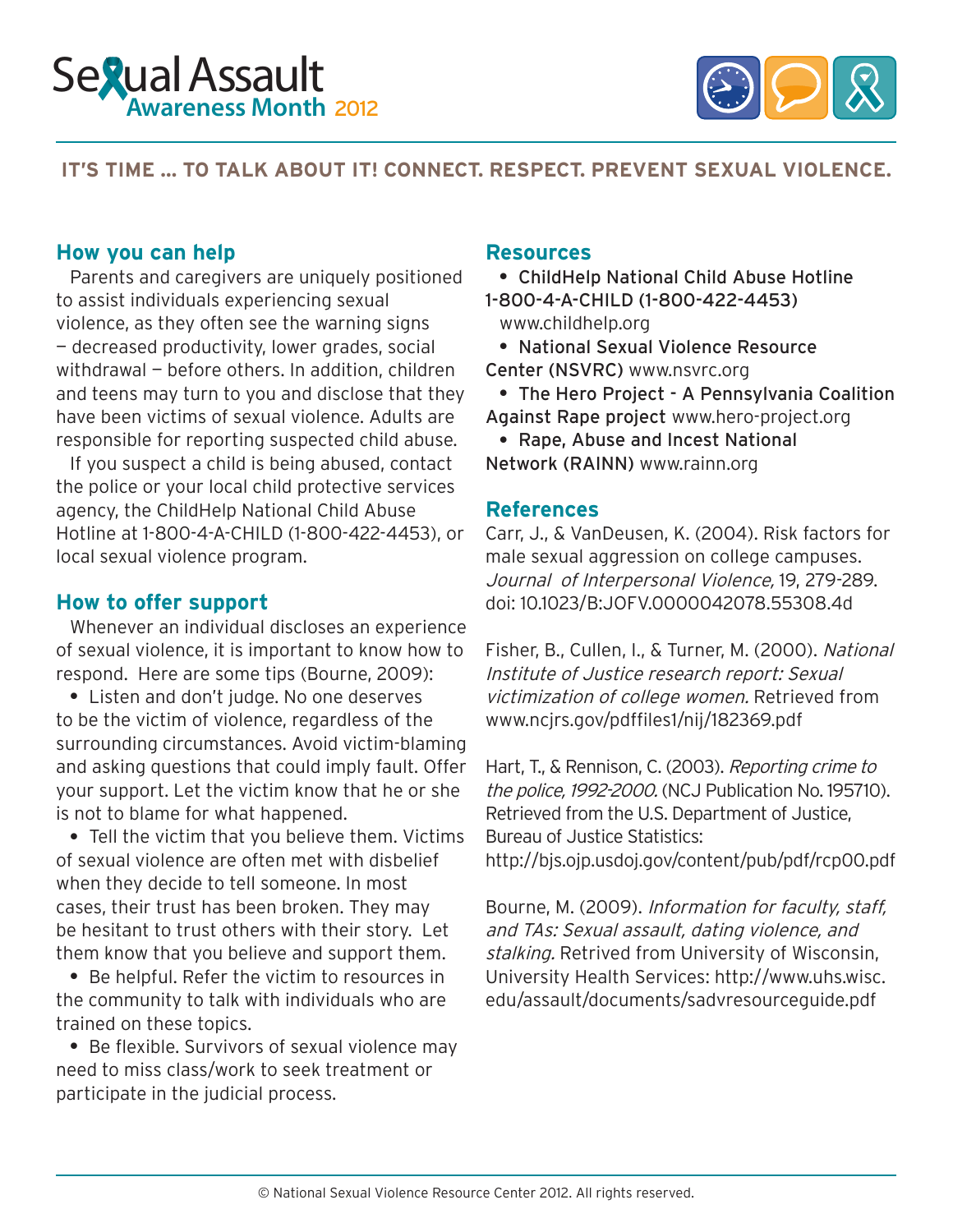# Sexual Assault Awareness Month 2012

**IT'S TIME … TO TALK ABOUT IT! CONNECT. RESPECT. PREVENT SEXUAL VIOLENCE.**

## How you can help

Parents and caregivers are uniquely positioned to assist individuals experiencing sexual violence, as they often see the warning signs — decreased productivity, lower grades, social withdrawal — before others. In addition, children and teens may turn to you and disclose that they have been victims of sexual violence. Adults are responsible for reporting suspected child abuse.

If you suspect a child is being abused, contact the police or your local child protective services agency, the ChildHelp National Child Abuse Hotline at 1-800-4-A-CHILD (1-800-422-4453), or local sexual violence program.

## How to offer support

Whenever an individual discloses an experience of sexual violence, it is important to know how to respond. Here are some tips (Bourne, 2009):

- Listen and don't judge. No one deserves to be the victim of violence, regardless of the surrounding circumstances. Avoid victim-blaming and asking questions that could imply fault. Offer your support. Let the victim know that he or she is not to blame for what happened.
- Tell the victim that you believe them. Victims of sexual violence are often met with disbelief when they decide to tell someone. In most cases, their trust has been broken. They may be hesitant to trust others with their story. Let them know that you believe and support them.
- Be helpful. Refer the victim to resources in the community to talk with individuals who are trained on these topics.
- Be flexible. Survivors of sexual violence may need to miss class/work to seek treatment or participate in the judicial process.

## Resources

- **ChildHelp National Child Abuse Hotline 1-800-4-A-CHILD (1-800-422-4453)** www.childhelp.org
- **National Sexual Violence Resource Center (NSVRC)** www.nsvrc.org
- **The Hero Project - A Pennsylvania Coalition Against Rape project** www.hero-project.org
- **Rape, Abuse and Incest National Network (RAINN)** www.rainn.org

## References

Carr, J., & VanDeusen, K. (2004). Risk factors for male sexual aggression on college campuses. *Journal of Interpersonal Violence,* 19, 279-289. doi: 10.1023/B:JOFV.0000042078.55308.4d

Fisher, B., Cullen, I., & Turner, M. (2000). *National Institute of Justice research report: Sexual victimization of college women.* Retrieved from www.ncjrs.gov/pdffiles1/nij/182369.pdf

Hart, T., & Rennison, C. (2003). *Reporting crime to the police, 1992-2000.* (NCJ Publication No. 195710). Retrieved from the U.S. Department of Justice, Bureau of Justice Statistics: http://bjs.ojp.usdoj.gov/content/pub/pdf/rcp00.pdf

Bourne, M. (2009). *Information for faculty, staff, and TAs: Sexual assault, dating violence, and stalking.* Retrived from University of Wisconsin, University Health Services: http://www.uhs.wisc.edu/assault/documents/sadvresourceguide.pdf

© National Sexual Violence Resource Center 2012. All rights reserved.